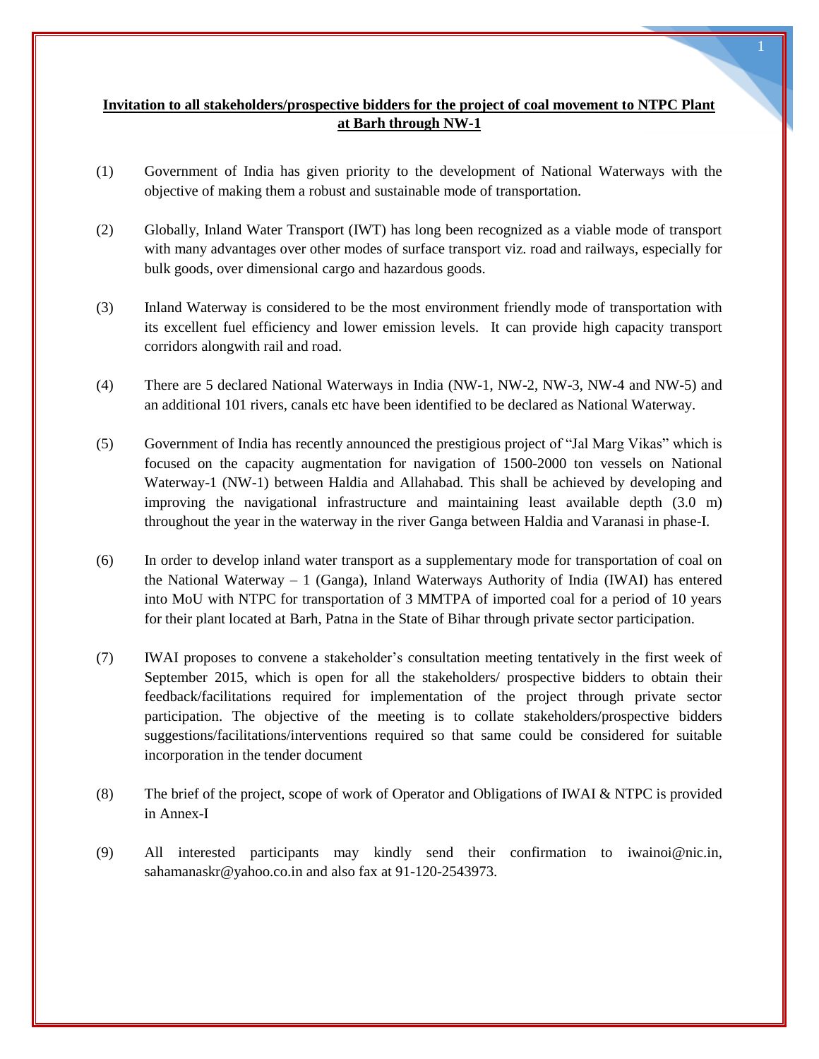**<u>Invitation to all stakeholders/prospective bidders for the project of coal movement to NTPC Plant at Barh through NW-1</u>**

(1) Government of India has given priority to the development of National Waterways with the objective of making them a robust and sustainable mode of transportation.

(2) Globally, Inland Water Transport (IWT) has long been recognized as a viable mode of transport with many advantages over other modes of surface transport viz. road and railways, especially for bulk goods, over dimensional cargo and hazardous goods.

(3) Inland Waterway is considered to be the most environment friendly mode of transportation with its excellent fuel efficiency and lower emission levels. It can provide high capacity transport corridors alongwith rail and road.

(4) There are 5 declared National Waterways in India (NW-1, NW-2, NW-3, NW-4 and NW-5) and an additional 101 rivers, canals etc have been identified to be declared as National Waterway.

(5) Government of India has recently announced the prestigious project of "Jal Marg Vikas" which is focused on the capacity augmentation for navigation of 1500-2000 ton vessels on National Waterway-1 (NW-1) between Haldia and Allahabad. This shall be achieved by developing and improving the navigational infrastructure and maintaining least available depth (3.0 m) throughout the year in the waterway in the river Ganga between Haldia and Varanasi in phase-I.

(6) In order to develop inland water transport as a supplementary mode for transportation of coal on the National Waterway – 1 (Ganga), Inland Waterways Authority of India (IWAI) has entered into MoU with NTPC for transportation of 3 MMTPA of imported coal for a period of 10 years for their plant located at Barh, Patna in the State of Bihar through private sector participation.

(7) IWAI proposes to convene a stakeholder's consultation meeting tentatively in the first week of September 2015, which is open for all the stakeholders/ prospective bidders to obtain their feedback/facilitations required for implementation of the project through private sector participation. The objective of the meeting is to collate stakeholders/prospective bidders suggestions/facilitations/interventions required so that same could be considered for suitable incorporation in the tender document

(8) The brief of the project, scope of work of Operator and Obligations of IWAI & NTPC is provided in Annex-I

(9) All interested participants may kindly send their confirmation to iwainoi@nic.in, sahamanaskr@yahoo.co.in and also fax at 91-120-2543973.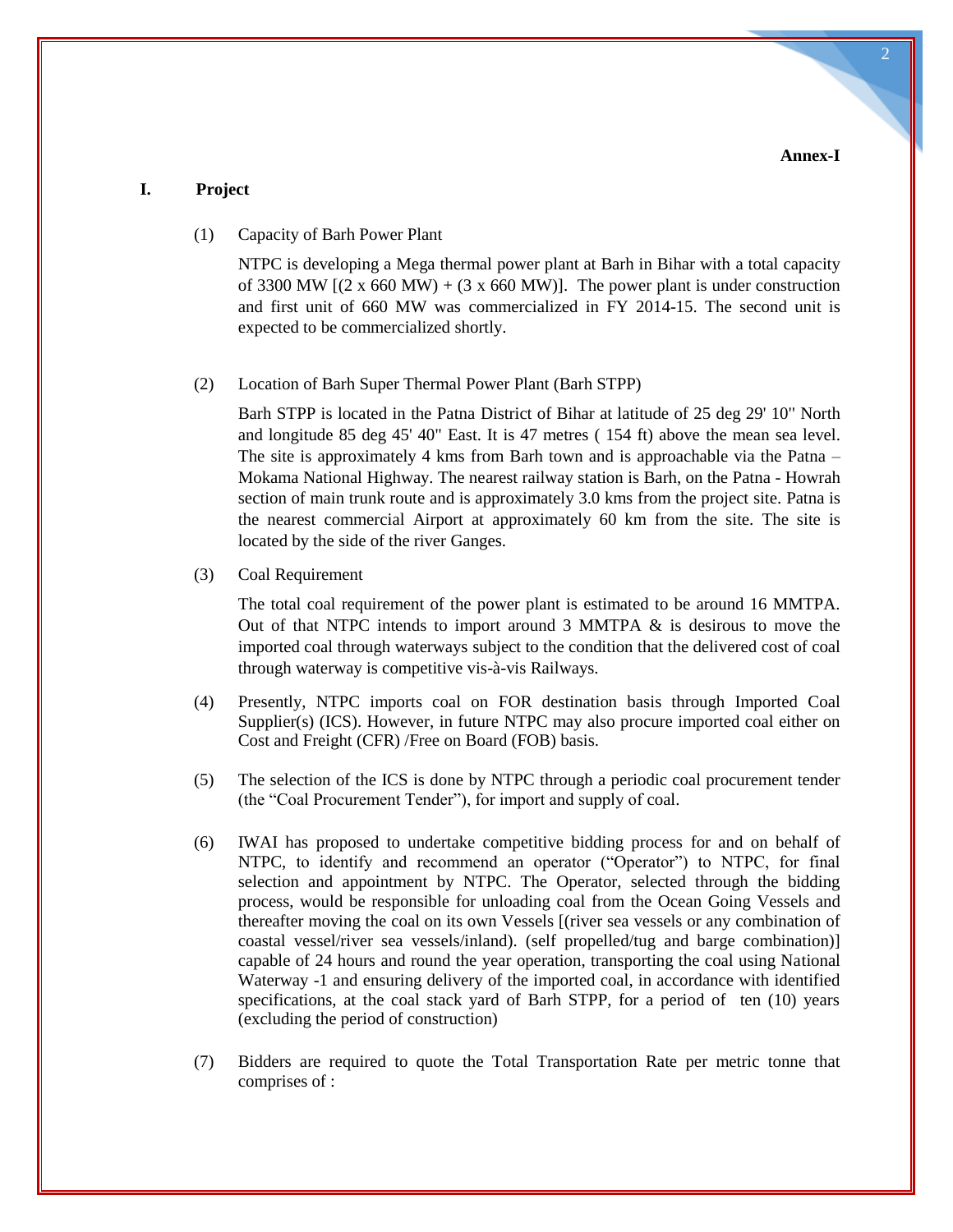**Annex-I**

## I. Project

(1) Capacity of Barh Power Plant

NTPC is developing a Mega thermal power plant at Barh in Bihar with a total capacity of 3300 MW [(2 x 660 MW) + (3 x 660 MW)]. The power plant is under construction and first unit of 660 MW was commercialized in FY 2014-15. The second unit is expected to be commercialized shortly.

(2) Location of Barh Super Thermal Power Plant (Barh STPP)

Barh STPP is located in the Patna District of Bihar at latitude of 25 deg 29' 10" North and longitude 85 deg 45' 40" East. It is 47 metres ( 154 ft) above the mean sea level. The site is approximately 4 kms from Barh town and is approachable via the Patna – Mokama National Highway. The nearest railway station is Barh, on the Patna - Howrah section of main trunk route and is approximately 3.0 kms from the project site. Patna is the nearest commercial Airport at approximately 60 km from the site. The site is located by the side of the river Ganges.

(3) Coal Requirement

The total coal requirement of the power plant is estimated to be around 16 MMTPA. Out of that NTPC intends to import around 3 MMTPA & is desirous to move the imported coal through waterways subject to the condition that the delivered cost of coal through waterway is competitive vis-à-vis Railways.

(4) Presently, NTPC imports coal on FOR destination basis through Imported Coal Supplier(s) (ICS). However, in future NTPC may also procure imported coal either on Cost and Freight (CFR) /Free on Board (FOB) basis.

(5) The selection of the ICS is done by NTPC through a periodic coal procurement tender (the "Coal Procurement Tender"), for import and supply of coal.

(6) IWAI has proposed to undertake competitive bidding process for and on behalf of NTPC, to identify and recommend an operator ("Operator") to NTPC, for final selection and appointment by NTPC. The Operator, selected through the bidding process, would be responsible for unloading coal from the Ocean Going Vessels and thereafter moving the coal on its own Vessels [(river sea vessels or any combination of coastal vessel/river sea vessels/inland). (self propelled/tug and barge combination)] capable of 24 hours and round the year operation, transporting the coal using National Waterway -1 and ensuring delivery of the imported coal, in accordance with identified specifications, at the coal stack yard of Barh STPP, for a period of ten (10) years (excluding the period of construction)

(7) Bidders are required to quote the Total Transportation Rate per metric tonne that comprises of :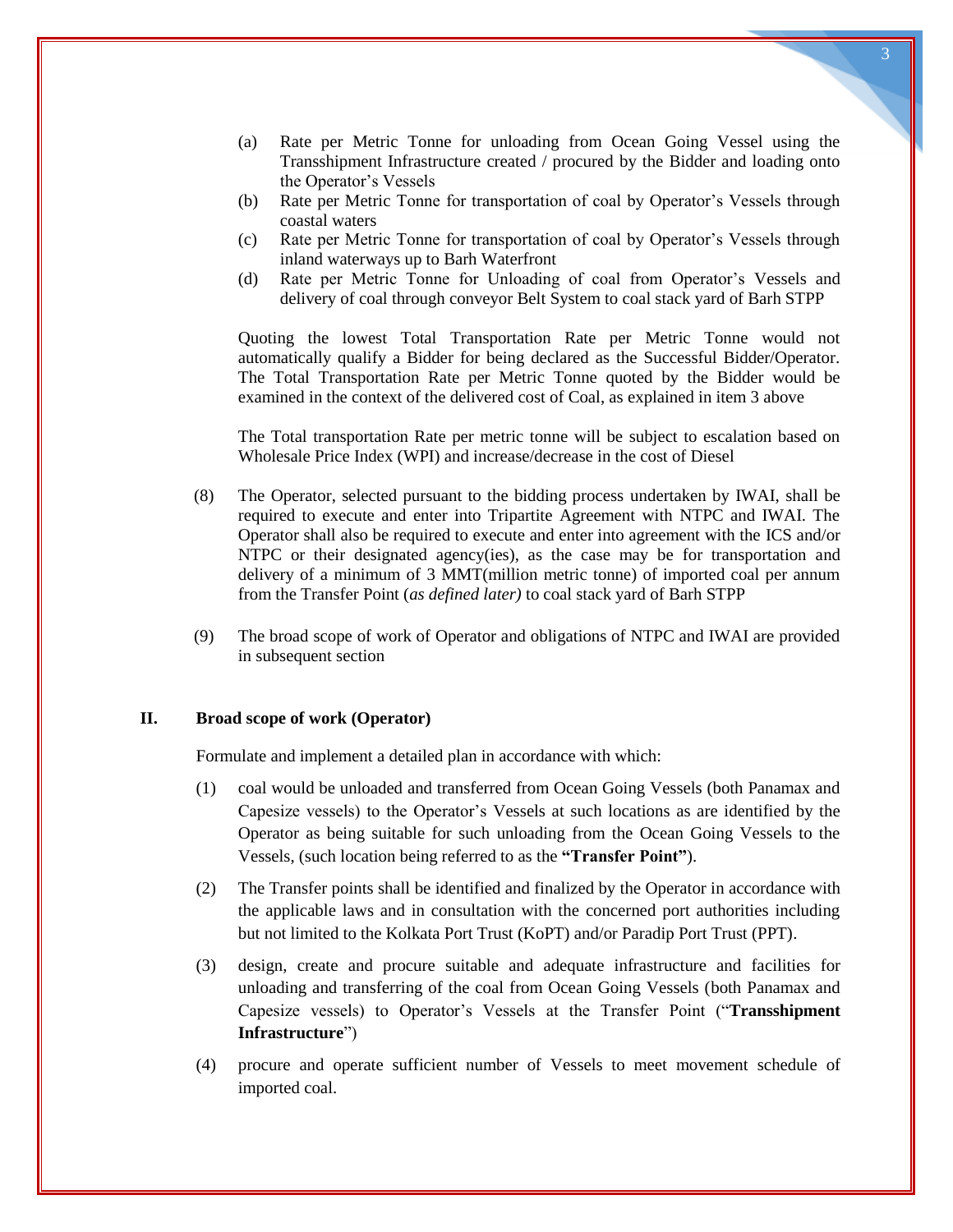(a) Rate per Metric Tonne for unloading from Ocean Going Vessel using the Transshipment Infrastructure created / procured by the Bidder and loading onto the Operator's Vessels

(b) Rate per Metric Tonne for transportation of coal by Operator's Vessels through coastal waters

(c) Rate per Metric Tonne for transportation of coal by Operator's Vessels through inland waterways up to Barh Waterfront

(d) Rate per Metric Tonne for Unloading of coal from Operator's Vessels and delivery of coal through conveyor Belt System to coal stack yard of Barh STPP

Quoting the lowest Total Transportation Rate per Metric Tonne would not automatically qualify a Bidder for being declared as the Successful Bidder/Operator. The Total Transportation Rate per Metric Tonne quoted by the Bidder would be examined in the context of the delivered cost of Coal, as explained in item 3 above

The Total transportation Rate per metric tonne will be subject to escalation based on Wholesale Price Index (WPI) and increase/decrease in the cost of Diesel

(8) The Operator, selected pursuant to the bidding process undertaken by IWAI, shall be required to execute and enter into Tripartite Agreement with NTPC and IWAI. The Operator shall also be required to execute and enter into agreement with the ICS and/or NTPC or their designated agency(ies), as the case may be for transportation and delivery of a minimum of 3 MMT(million metric tonne) of imported coal per annum from the Transfer Point (*as defined later)* to coal stack yard of Barh STPP

(9) The broad scope of work of Operator and obligations of NTPC and IWAI are provided in subsequent section

## II. Broad scope of work (Operator)

Formulate and implement a detailed plan in accordance with which:

(1) coal would be unloaded and transferred from Ocean Going Vessels (both Panamax and Capesize vessels) to the Operator's Vessels at such locations as are identified by the Operator as being suitable for such unloading from the Ocean Going Vessels to the Vessels, (such location being referred to as the **"Transfer Point"**).

(2) The Transfer points shall be identified and finalized by the Operator in accordance with the applicable laws and in consultation with the concerned port authorities including but not limited to the Kolkata Port Trust (KoPT) and/or Paradip Port Trust (PPT).

(3) design, create and procure suitable and adequate infrastructure and facilities for unloading and transferring of the coal from Ocean Going Vessels (both Panamax and Capesize vessels) to Operator's Vessels at the Transfer Point ("**Transshipment Infrastructure**")

(4) procure and operate sufficient number of Vessels to meet movement schedule of imported coal.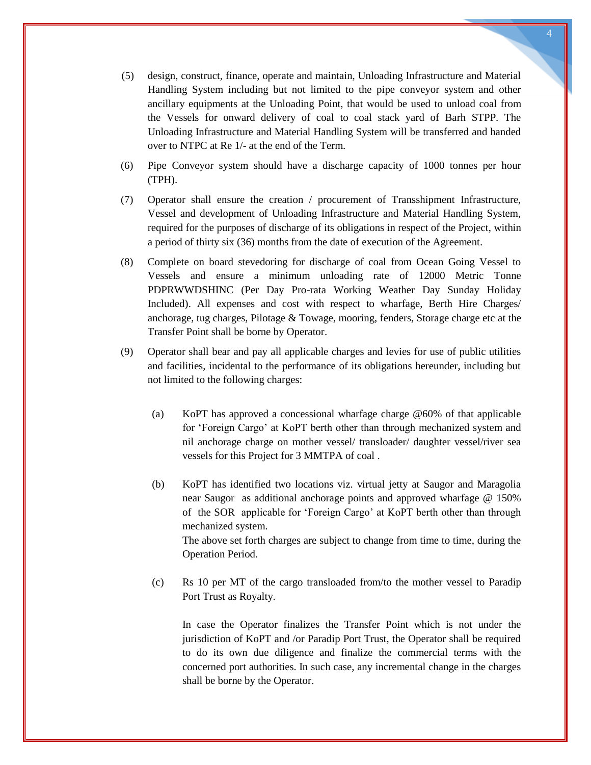(5) design, construct, finance, operate and maintain, Unloading Infrastructure and Material Handling System including but not limited to the pipe conveyor system and other ancillary equipments at the Unloading Point, that would be used to unload coal from the Vessels for onward delivery of coal to coal stack yard of Barh STPP. The Unloading Infrastructure and Material Handling System will be transferred and handed over to NTPC at Re 1/- at the end of the Term.

(6) Pipe Conveyor system should have a discharge capacity of 1000 tonnes per hour (TPH).

(7) Operator shall ensure the creation / procurement of Transshipment Infrastructure, Vessel and development of Unloading Infrastructure and Material Handling System, required for the purposes of discharge of its obligations in respect of the Project, within a period of thirty six (36) months from the date of execution of the Agreement.

(8) Complete on board stevedoring for discharge of coal from Ocean Going Vessel to Vessels and ensure a minimum unloading rate of 12000 Metric Tonne PDPRWWDSHINC (Per Day Pro-rata Working Weather Day Sunday Holiday Included). All expenses and cost with respect to wharfage, Berth Hire Charges/ anchorage, tug charges, Pilotage & Towage, mooring, fenders, Storage charge etc at the Transfer Point shall be borne by Operator.

(9) Operator shall bear and pay all applicable charges and levies for use of public utilities and facilities, incidental to the performance of its obligations hereunder, including but not limited to the following charges:

  (a) KoPT has approved a concessional wharfage charge @60% of that applicable for 'Foreign Cargo' at KoPT berth other than through mechanized system and nil anchorage charge on mother vessel/ transloader/ daughter vessel/river sea vessels for this Project for 3 MMTPA of coal .

  (b) KoPT has identified two locations viz. virtual jetty at Saugor and Maragolia near Saugor as additional anchorage points and approved wharfage @ 150% of the SOR applicable for 'Foreign Cargo' at KoPT berth other than through mechanized system.
  The above set forth charges are subject to change from time to time, during the Operation Period.

  (c) Rs 10 per MT of the cargo transloaded from/to the mother vessel to Paradip Port Trust as Royalty.

  In case the Operator finalizes the Transfer Point which is not under the jurisdiction of KoPT and /or Paradip Port Trust, the Operator shall be required to do its own due diligence and finalize the commercial terms with the concerned port authorities. In such case, any incremental change in the charges shall be borne by the Operator.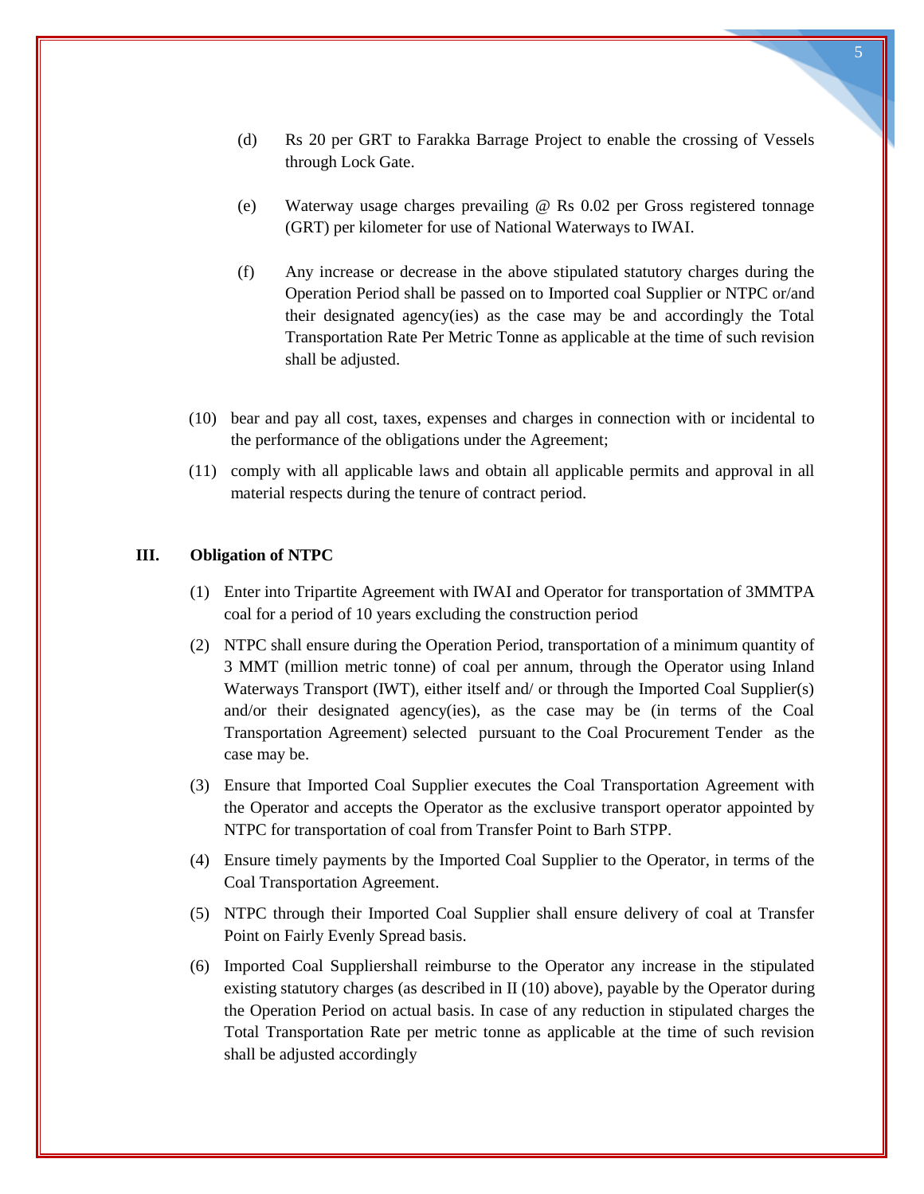(d) Rs 20 per GRT to Farakka Barrage Project to enable the crossing of Vessels through Lock Gate.

(e) Waterway usage charges prevailing @ Rs 0.02 per Gross registered tonnage (GRT) per kilometer for use of National Waterways to IWAI.

(f) Any increase or decrease in the above stipulated statutory charges during the Operation Period shall be passed on to Imported coal Supplier or NTPC or/and their designated agency(ies) as the case may be and accordingly the Total Transportation Rate Per Metric Tonne as applicable at the time of such revision shall be adjusted.

(10) bear and pay all cost, taxes, expenses and charges in connection with or incidental to the performance of the obligations under the Agreement;

(11) comply with all applicable laws and obtain all applicable permits and approval in all material respects during the tenure of contract period.

## III. Obligation of NTPC

(1) Enter into Tripartite Agreement with IWAI and Operator for transportation of 3MMTPA coal for a period of 10 years excluding the construction period

(2) NTPC shall ensure during the Operation Period, transportation of a minimum quantity of 3 MMT (million metric tonne) of coal per annum, through the Operator using Inland Waterways Transport (IWT), either itself and/ or through the Imported Coal Supplier(s) and/or their designated agency(ies), as the case may be (in terms of the Coal Transportation Agreement) selected pursuant to the Coal Procurement Tender as the case may be.

(3) Ensure that Imported Coal Supplier executes the Coal Transportation Agreement with the Operator and accepts the Operator as the exclusive transport operator appointed by NTPC for transportation of coal from Transfer Point to Barh STPP.

(4) Ensure timely payments by the Imported Coal Supplier to the Operator, in terms of the Coal Transportation Agreement.

(5) NTPC through their Imported Coal Supplier shall ensure delivery of coal at Transfer Point on Fairly Evenly Spread basis.

(6) Imported Coal Suppliershall reimburse to the Operator any increase in the stipulated existing statutory charges (as described in II (10) above), payable by the Operator during the Operation Period on actual basis. In case of any reduction in stipulated charges the Total Transportation Rate per metric tonne as applicable at the time of such revision shall be adjusted accordingly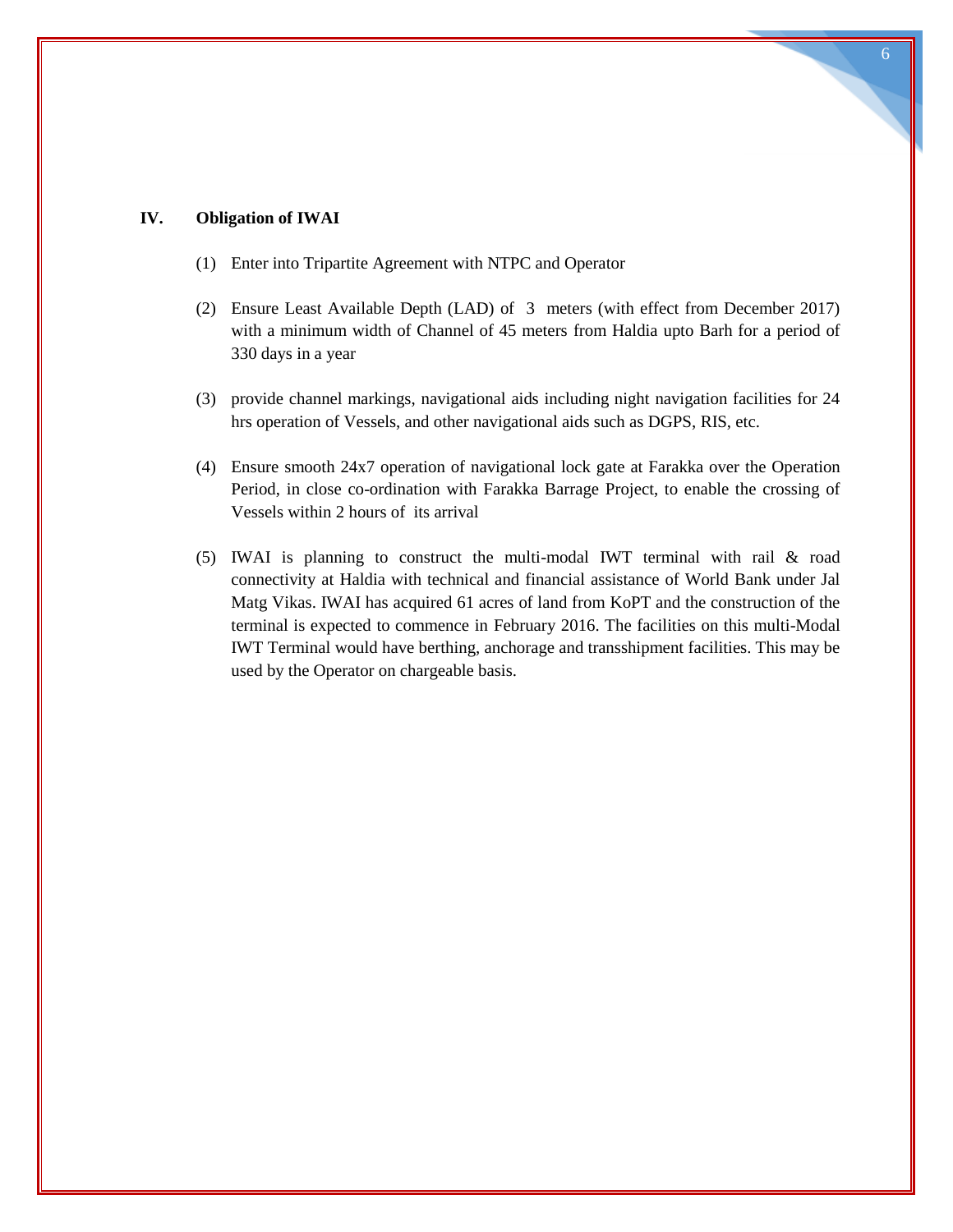## IV. Obligation of IWAI

(1) Enter into Tripartite Agreement with NTPC and Operator

(2) Ensure Least Available Depth (LAD) of 3 meters (with effect from December 2017) with a minimum width of Channel of 45 meters from Haldia upto Barh for a period of 330 days in a year

(3) provide channel markings, navigational aids including night navigation facilities for 24 hrs operation of Vessels, and other navigational aids such as DGPS, RIS, etc.

(4) Ensure smooth 24x7 operation of navigational lock gate at Farakka over the Operation Period, in close co-ordination with Farakka Barrage Project, to enable the crossing of Vessels within 2 hours of its arrival

(5) IWAI is planning to construct the multi-modal IWT terminal with rail & road connectivity at Haldia with technical and financial assistance of World Bank under Jal Matg Vikas. IWAI has acquired 61 acres of land from KoPT and the construction of the terminal is expected to commence in February 2016. The facilities on this multi-Modal IWT Terminal would have berthing, anchorage and transshipment facilities. This may be used by the Operator on chargeable basis.